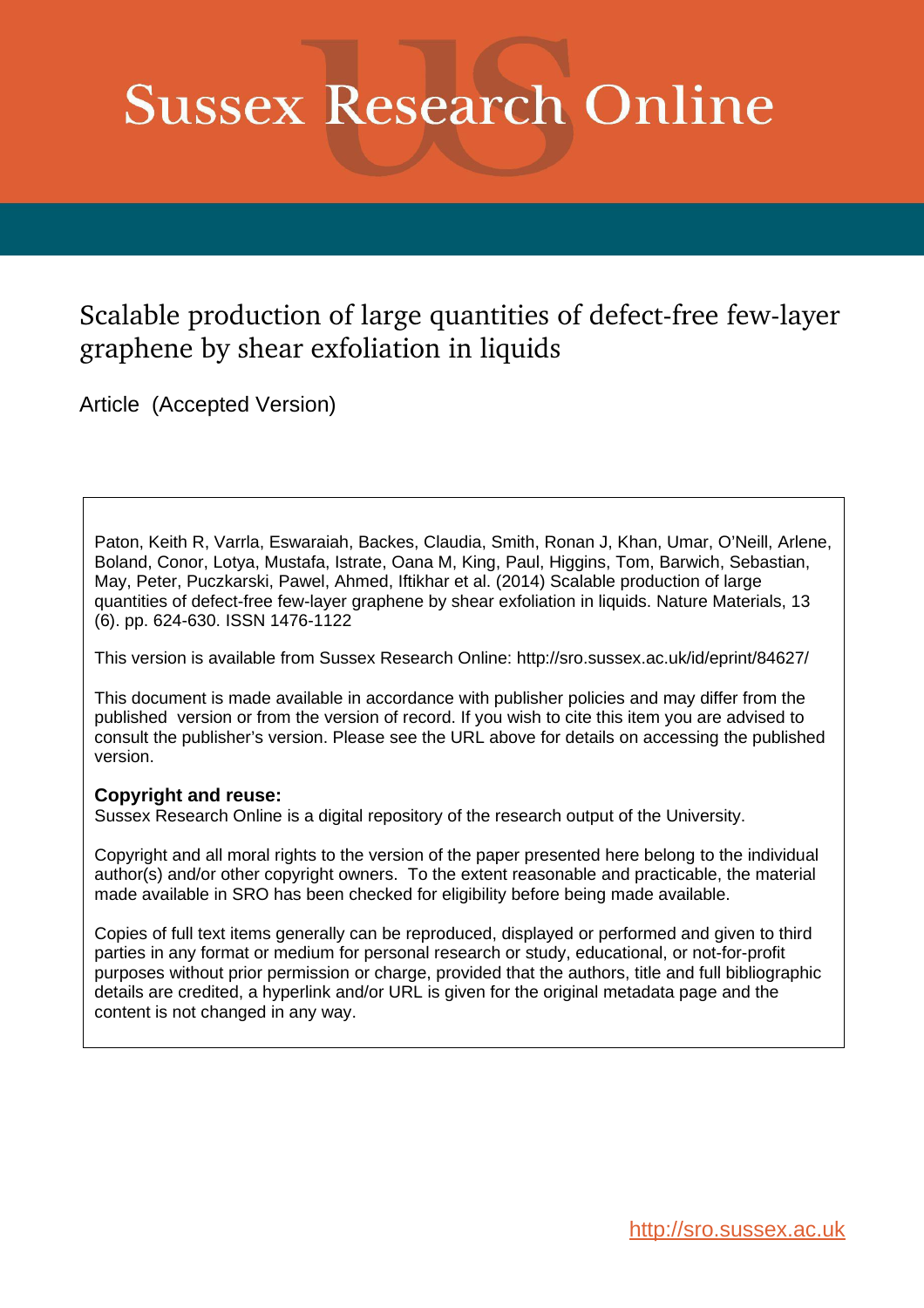# Sussex Research Online

## Scalable production of large quantities of defect-free few-layer graphene by shear exfoliation in liquids

Article (Accepted Version)

Paton, Keith R, Varrla, Eswaraiah, Backes, Claudia, Smith, Ronan J, Khan, Umar, O'Neill, Arlene, Boland, Conor, Lotya, Mustafa, Istrate, Oana M, King, Paul, Higgins, Tom, Barwich, Sebastian, May, Peter, Puczkarski, Pawel, Ahmed, Iftikhar et al. (2014) Scalable production of large quantities of defect-free few-layer graphene by shear exfoliation in liquids. Nature Materials, 13 (6). pp. 624-630. ISSN 1476-1122

This version is available from Sussex Research Online: http://sro.sussex.ac.uk/id/eprint/84627/

This document is made available in accordance with publisher policies and may differ from the published version or from the version of record. If you wish to cite this item you are advised to consult the publisher's version. Please see the URL above for details on accessing the published version.

**Copyright and reuse:**
Sussex Research Online is a digital repository of the research output of the University.

Copyright and all moral rights to the version of the paper presented here belong to the individual author(s) and/or other copyright owners. To the extent reasonable and practicable, the material made available in SRO has been checked for eligibility before being made available.

Copies of full text items generally can be reproduced, displayed or performed and given to third parties in any format or medium for personal research or study, educational, or not-for-profit purposes without prior permission or charge, provided that the authors, title and full bibliographic details are credited, a hyperlink and/or URL is given for the original metadata page and the content is not changed in any way.

http://sro.sussex.ac.uk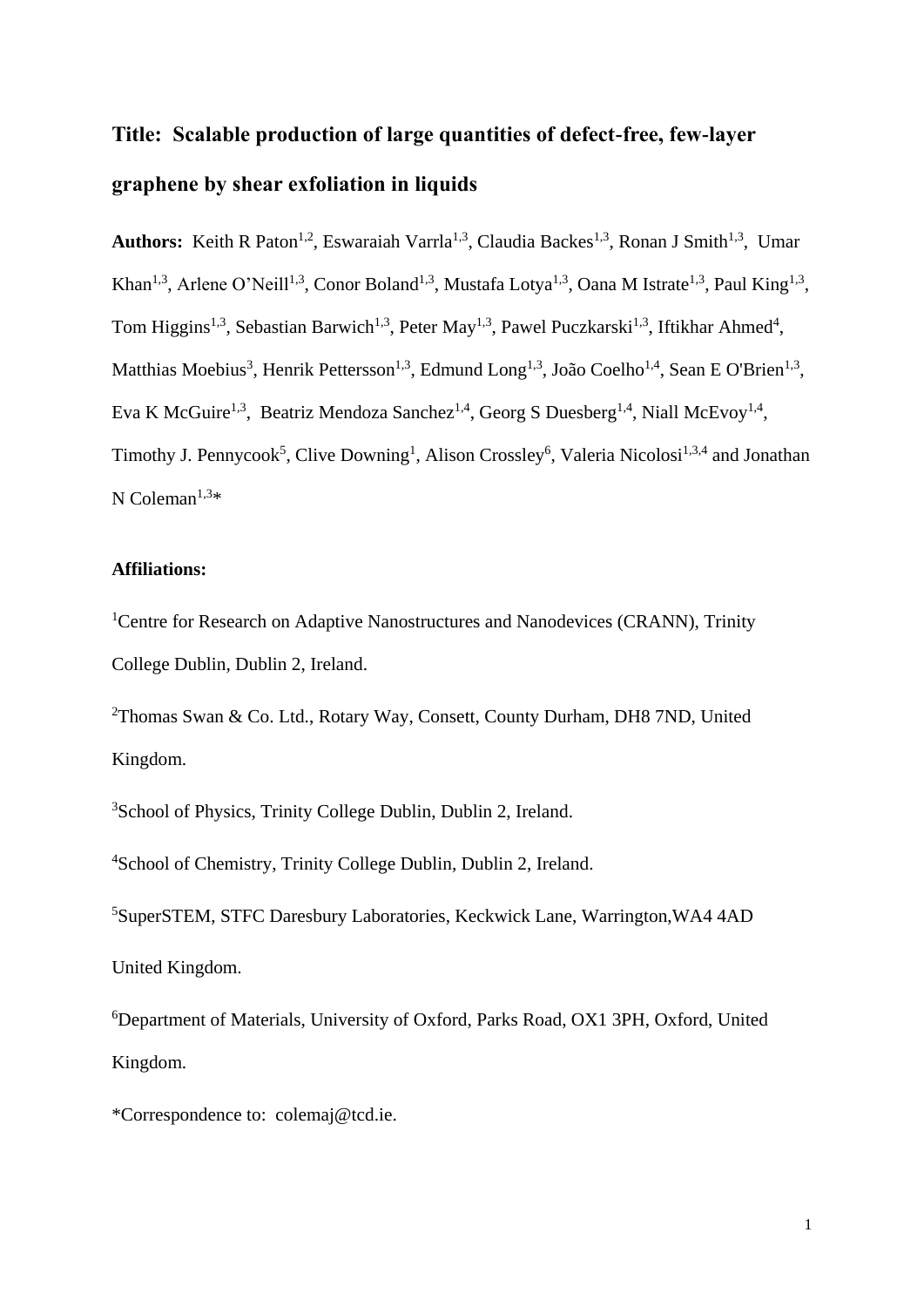**Title: Scalable production of large quantities of defect-free, few-layer graphene by shear exfoliation in liquids**

**Authors:** Keith R Paton[1,2], Eswaraiah Varrla[1,3], Claudia Backes[1,3], Ronan J Smith[1,3], Umar Khan[1,3], Arlene O'Neill[1,3], Conor Boland[1,3], Mustafa Lotya[1,3], Oana M Istrate[1,3], Paul King[1,3], Tom Higgins[1,3], Sebastian Barwich[1,3], Peter May[1,3], Pawel Puczkarski[1,3], Iftikhar Ahmed[4], Matthias Moebius[3], Henrik Pettersson[1,3], Edmund Long[1,3], João Coelho[1,4], Sean E O'Brien[1,3], Eva K McGuire[1,3], Beatriz Mendoza Sanchez[1,4], Georg S Duesberg[1,4], Niall McEvoy[1,4], Timothy J. Pennycook[5], Clive Downing[1], Alison Crossley[6], Valeria Nicolosi[1,3,4] and Jonathan N Coleman[1,3]*

**Affiliations:**

[1]Centre for Research on Adaptive Nanostructures and Nanodevices (CRANN), Trinity College Dublin, Dublin 2, Ireland.

[2]Thomas Swan & Co. Ltd., Rotary Way, Consett, County Durham, DH8 7ND, United Kingdom.

[3]School of Physics, Trinity College Dublin, Dublin 2, Ireland.

[4]School of Chemistry, Trinity College Dublin, Dublin 2, Ireland.

[5]SuperSTEM, STFC Daresbury Laboratories, Keckwick Lane, Warrington,WA4 4AD United Kingdom.

[6]Department of Materials, University of Oxford, Parks Road, OX1 3PH, Oxford, United Kingdom.

*Correspondence to: colemaj@tcd.ie.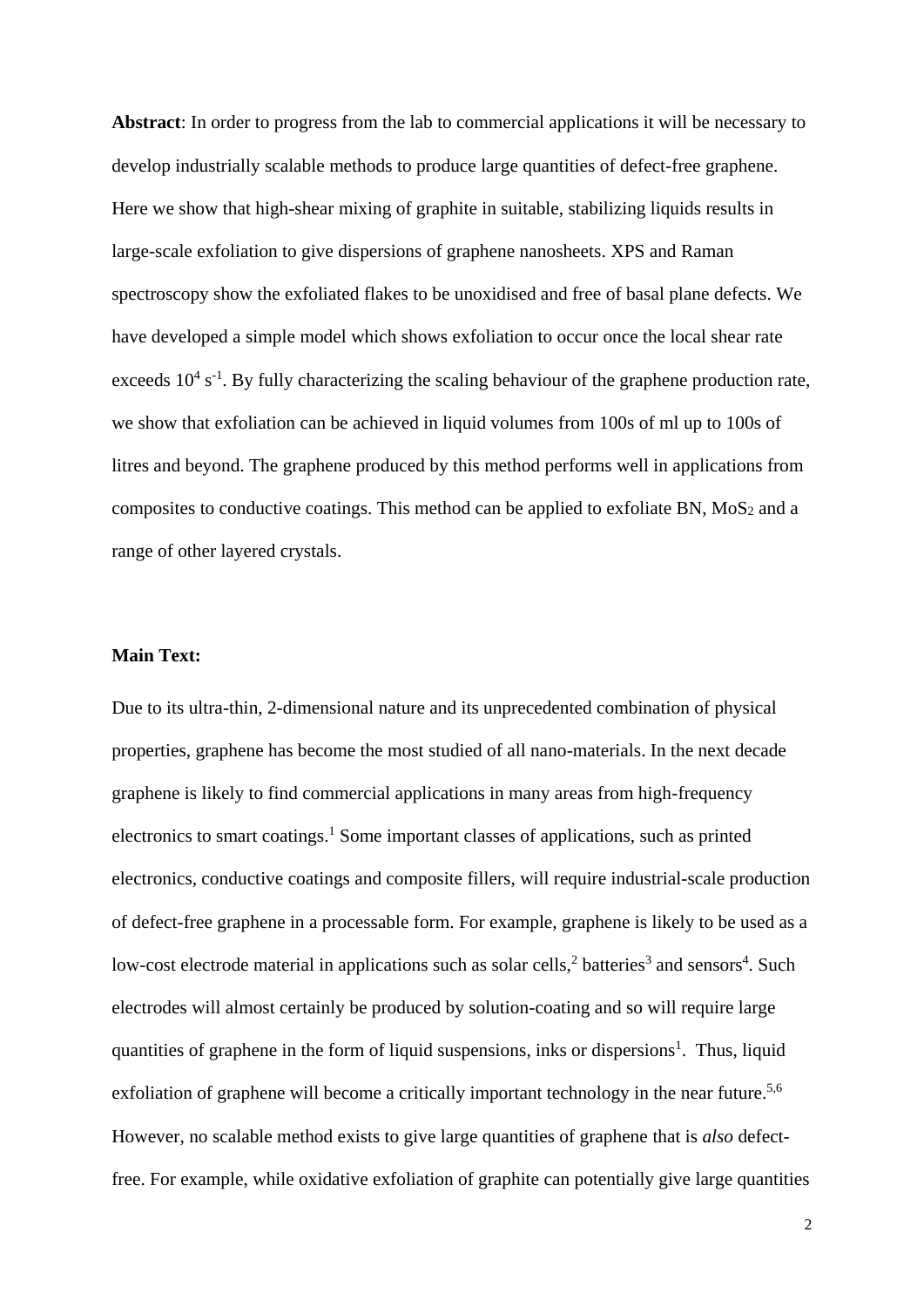**Abstract**: In order to progress from the lab to commercial applications it will be necessary to develop industrially scalable methods to produce large quantities of defect-free graphene. Here we show that high-shear mixing of graphite in suitable, stabilizing liquids results in large-scale exfoliation to give dispersions of graphene nanosheets. XPS and Raman spectroscopy show the exfoliated flakes to be unoxidised and free of basal plane defects. We have developed a simple model which shows exfoliation to occur once the local shear rate exceeds $10^4$ $s^{-1}$. By fully characterizing the scaling behaviour of the graphene production rate, we show that exfoliation can be achieved in liquid volumes from 100s of ml up to 100s of litres and beyond. The graphene produced by this method performs well in applications from composites to conductive coatings. This method can be applied to exfoliate BN, $MoS_2$ and a range of other layered crystals.

**Main Text:**

Due to its ultra-thin, 2-dimensional nature and its unprecedented combination of physical properties, graphene has become the most studied of all nano-materials. In the next decade graphene is likely to find commercial applications in many areas from high-frequency electronics to smart coatings.[1] Some important classes of applications, such as printed electronics, conductive coatings and composite fillers, will require industrial-scale production of defect-free graphene in a processable form. For example, graphene is likely to be used as a low-cost electrode material in applications such as solar cells,[2] batteries[3] and sensors[4]. Such electrodes will almost certainly be produced by solution-coating and so will require large quantities of graphene in the form of liquid suspensions, inks or dispersions[1]. Thus, liquid exfoliation of graphene will become a critically important technology in the near future.[5,6] However, no scalable method exists to give large quantities of graphene that is *also* defect-free. For example, while oxidative exfoliation of graphite can potentially give large quantities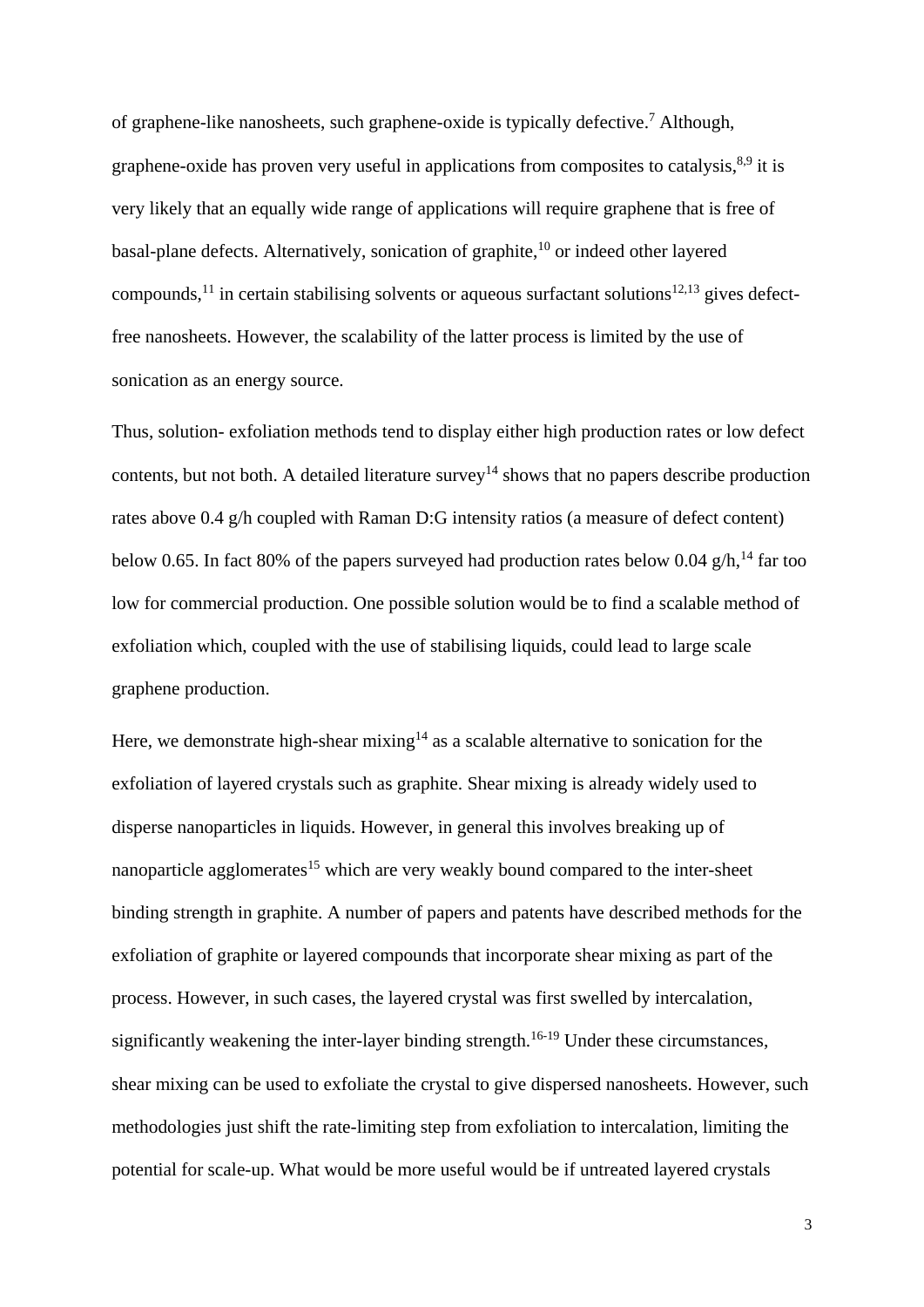of graphene-like nanosheets, such graphene-oxide is typically defective.[7] Although, graphene-oxide has proven very useful in applications from composites to catalysis,[8,9] it is very likely that an equally wide range of applications will require graphene that is free of basal-plane defects. Alternatively, sonication of graphite,[10] or indeed other layered compounds,[11] in certain stabilising solvents or aqueous surfactant solutions[12,13] gives defect-free nanosheets. However, the scalability of the latter process is limited by the use of sonication as an energy source.

Thus, solution- exfoliation methods tend to display either high production rates or low defect contents, but not both. A detailed literature survey[14] shows that no papers describe production rates above 0.4 g/h coupled with Raman D:G intensity ratios (a measure of defect content) below 0.65. In fact 80% of the papers surveyed had production rates below 0.04 g/h,[14] far too low for commercial production. One possible solution would be to find a scalable method of exfoliation which, coupled with the use of stabilising liquids, could lead to large scale graphene production.

Here, we demonstrate high-shear mixing[14] as a scalable alternative to sonication for the exfoliation of layered crystals such as graphite. Shear mixing is already widely used to disperse nanoparticles in liquids. However, in general this involves breaking up of nanoparticle agglomerates[15] which are very weakly bound compared to the inter-sheet binding strength in graphite. A number of papers and patents have described methods for the exfoliation of graphite or layered compounds that incorporate shear mixing as part of the process. However, in such cases, the layered crystal was first swelled by intercalation, significantly weakening the inter-layer binding strength.[16-19] Under these circumstances, shear mixing can be used to exfoliate the crystal to give dispersed nanosheets. However, such methodologies just shift the rate-limiting step from exfoliation to intercalation, limiting the potential for scale-up. What would be more useful would be if untreated layered crystals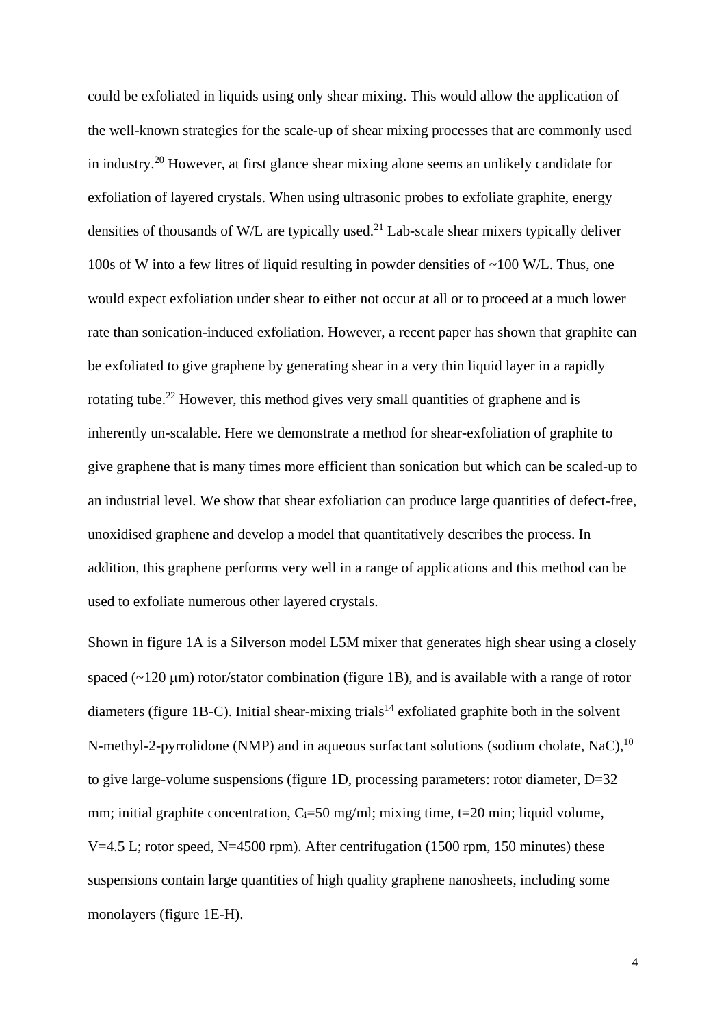could be exfoliated in liquids using only shear mixing. This would allow the application of the well-known strategies for the scale-up of shear mixing processes that are commonly used in industry.[20] However, at first glance shear mixing alone seems an unlikely candidate for exfoliation of layered crystals. When using ultrasonic probes to exfoliate graphite, energy densities of thousands of W/L are typically used.[21] Lab-scale shear mixers typically deliver 100s of W into a few litres of liquid resulting in powder densities of ~100 W/L. Thus, one would expect exfoliation under shear to either not occur at all or to proceed at a much lower rate than sonication-induced exfoliation. However, a recent paper has shown that graphite can be exfoliated to give graphene by generating shear in a very thin liquid layer in a rapidly rotating tube.[22] However, this method gives very small quantities of graphene and is inherently un-scalable. Here we demonstrate a method for shear-exfoliation of graphite to give graphene that is many times more efficient than sonication but which can be scaled-up to an industrial level. We show that shear exfoliation can produce large quantities of defect-free, unoxidised graphene and develop a model that quantitatively describes the process. In addition, this graphene performs very well in a range of applications and this method can be used to exfoliate numerous other layered crystals.

Shown in figure 1A is a Silverson model L5M mixer that generates high shear using a closely spaced (~120 μm) rotor/stator combination (figure 1B), and is available with a range of rotor diameters (figure 1B-C). Initial shear-mixing trials[14] exfoliated graphite both in the solvent N-methyl-2-pyrrolidone (NMP) and in aqueous surfactant solutions (sodium cholate, NaC),[10] to give large-volume suspensions (figure 1D, processing parameters: rotor diameter, D=32 mm; initial graphite concentration, $C_i$=50 mg/ml; mixing time, t=20 min; liquid volume, V=4.5 L; rotor speed, N=4500 rpm). After centrifugation (1500 rpm, 150 minutes) these suspensions contain large quantities of high quality graphene nanosheets, including some monolayers (figure 1E-H).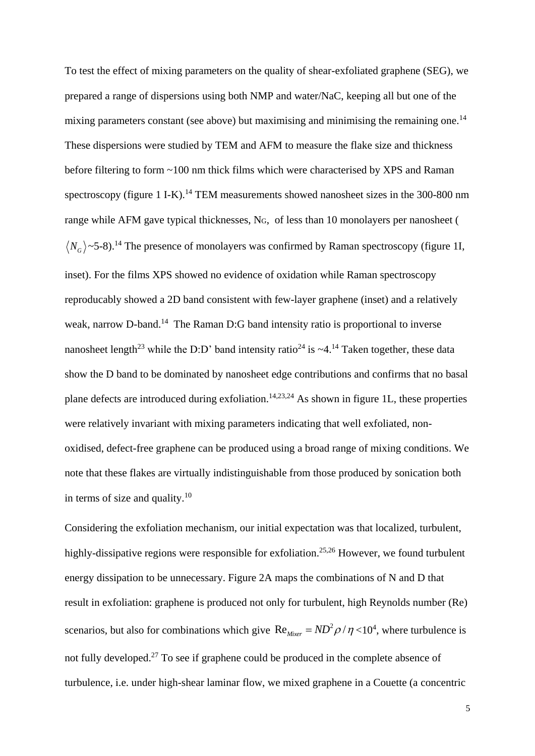To test the effect of mixing parameters on the quality of shear-exfoliated graphene (SEG), we prepared a range of dispersions using both NMP and water/NaC, keeping all but one of the mixing parameters constant (see above) but maximising and minimising the remaining one.[14] These dispersions were studied by TEM and AFM to measure the flake size and thickness before filtering to form ~100 nm thick films which were characterised by XPS and Raman spectroscopy (figure 1 I-K).[14] TEM measurements showed nanosheet sizes in the 300-800 nm range while AFM gave typical thicknesses, $N_G$, of less than 10 monolayers per nanosheet ($\langle N_G \rangle$~5-8).[14] The presence of monolayers was confirmed by Raman spectroscopy (figure 1I, inset). For the films XPS showed no evidence of oxidation while Raman spectroscopy reproducably showed a 2D band consistent with few-layer graphene (inset) and a relatively weak, narrow D-band.[14] The Raman D:G band intensity ratio is proportional to inverse nanosheet length[23] while the D:D' band intensity ratio[24] is ~4.[14] Taken together, these data show the D band to be dominated by nanosheet edge contributions and confirms that no basal plane defects are introduced during exfoliation.[14,23,24] As shown in figure 1L, these properties were relatively invariant with mixing parameters indicating that well exfoliated, non-oxidised, defect-free graphene can be produced using a broad range of mixing conditions. We note that these flakes are virtually indistinguishable from those produced by sonication both in terms of size and quality.[10]

Considering the exfoliation mechanism, our initial expectation was that localized, turbulent, highly-dissipative regions were responsible for exfoliation.[25,26] However, we found turbulent energy dissipation to be unnecessary. Figure 2A maps the combinations of N and D that result in exfoliation: graphene is produced not only for turbulent, high Reynolds number (Re) scenarios, but also for combinations which give $\mathrm{Re}_{Mixer} = ND^2\rho/\eta < 10^4$, where turbulence is not fully developed.[27] To see if graphene could be produced in the complete absence of turbulence, i.e. under high-shear laminar flow, we mixed graphene in a Couette (a concentric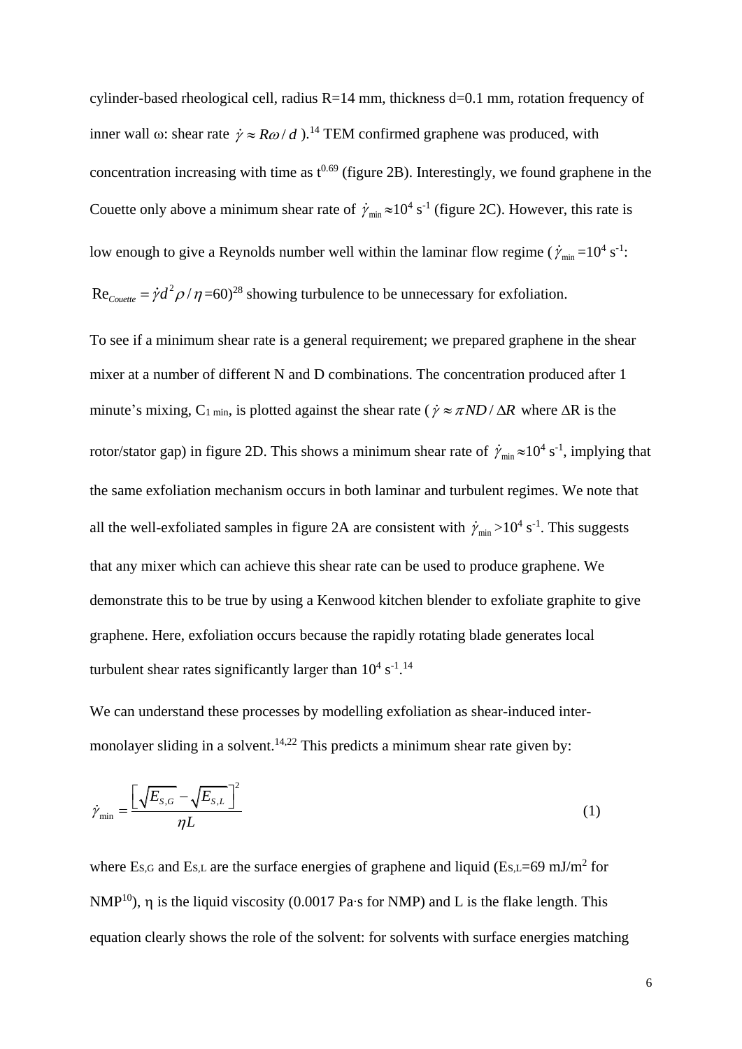cylinder-based rheological cell, radius R=14 mm, thickness d=0.1 mm, rotation frequency of inner wall ω: shear rate $\dot{\gamma} \approx R\omega / d$ ).[14] TEM confirmed graphene was produced, with concentration increasing with time as $t^{0.69}$ (figure 2B). Interestingly, we found graphene in the Couette only above a minimum shear rate of $\dot{\gamma}_{\min} \approx 10^4$ s$^{-1}$ (figure 2C). However, this rate is low enough to give a Reynolds number well within the laminar flow regime ($\dot{\gamma}_{\min} = 10^4$ s$^{-1}$: $\mathrm{Re}_{Couette} = \dot{\gamma} d^2 \rho / \eta = 60$)[28] showing turbulence to be unnecessary for exfoliation.

To see if a minimum shear rate is a general requirement; we prepared graphene in the shear mixer at a number of different N and D combinations. The concentration produced after 1 minute's mixing, $C_{1\,min}$, is plotted against the shear rate ($\dot{\gamma} \approx \pi ND / \Delta R$ where ΔR is the rotor/stator gap) in figure 2D. This shows a minimum shear rate of $\dot{\gamma}_{\min} \approx 10^4$ s$^{-1}$, implying that the same exfoliation mechanism occurs in both laminar and turbulent regimes. We note that all the well-exfoliated samples in figure 2A are consistent with $\dot{\gamma}_{\min} > 10^4$ s$^{-1}$. This suggests that any mixer which can achieve this shear rate can be used to produce graphene. We demonstrate this to be true by using a Kenwood kitchen blender to exfoliate graphite to give graphene. Here, exfoliation occurs because the rapidly rotating blade generates local turbulent shear rates significantly larger than $10^4$ s$^{-1}$.[14]

We can understand these processes by modelling exfoliation as shear-induced inter-monolayer sliding in a solvent.[14,22] This predicts a minimum shear rate given by:

$$\dot{\gamma}_{\min} = \frac{\left[\sqrt{E_{S,G}} - \sqrt{E_{S,L}}\right]^2}{\eta L} \tag{1}$$

where $E_{S,G}$ and $E_{S,L}$ are the surface energies of graphene and liquid ($E_{S,L}$=69 mJ/m$^2$ for NMP[10]), η is the liquid viscosity (0.0017 Pa·s for NMP) and L is the flake length. This equation clearly shows the role of the solvent: for solvents with surface energies matching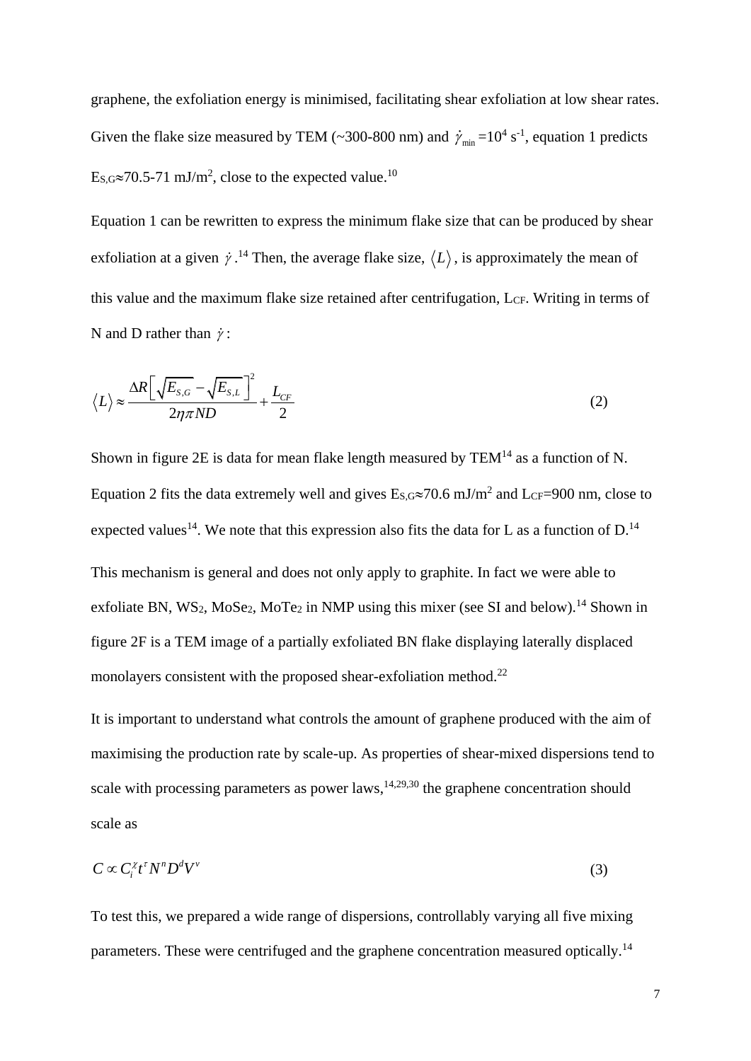graphene, the exfoliation energy is minimised, facilitating shear exfoliation at low shear rates. Given the flake size measured by TEM (~300-800 nm) and $\dot{\gamma}_{\min}$ =$10^4$ $s^{-1}$, equation 1 predicts $E_{S,G}$≈70.5-71 mJ/m$^2$, close to the expected value.[10]

Equation 1 can be rewritten to express the minimum flake size that can be produced by shear exfoliation at a given $\dot{\gamma}$.[14] Then, the average flake size, $\langle L \rangle$, is approximately the mean of this value and the maximum flake size retained after centrifugation, $L_{CF}$. Writing in terms of N and D rather than $\dot{\gamma}$:

$$\langle L \rangle \approx \frac{\Delta R\left[\sqrt{E_{S,G}}-\sqrt{E_{S,L}}\right]^2}{2\eta\pi ND}+\frac{L_{CF}}{2} \tag{2}$$

Shown in figure 2E is data for mean flake length measured by TEM[14] as a function of N. Equation 2 fits the data extremely well and gives $E_{S,G}$≈70.6 mJ/m$^2$ and $L_{CF}$=900 nm, close to expected values[14]. We note that this expression also fits the data for L as a function of D.[14]

This mechanism is general and does not only apply to graphite. In fact we were able to exfoliate BN, $WS_2$, $MoSe_2$, $MoTe_2$ in NMP using this mixer (see SI and below).[14] Shown in figure 2F is a TEM image of a partially exfoliated BN flake displaying laterally displaced monolayers consistent with the proposed shear-exfoliation method.[22]

It is important to understand what controls the amount of graphene produced with the aim of maximising the production rate by scale-up. As properties of shear-mixed dispersions tend to scale with processing parameters as power laws,[14,29,30] the graphene concentration should scale as

$$C \propto C_i^{\chi} t^{\tau} N^n D^d V^v \tag{3}$$

To test this, we prepared a wide range of dispersions, controllably varying all five mixing parameters. These were centrifuged and the graphene concentration measured optically.[14]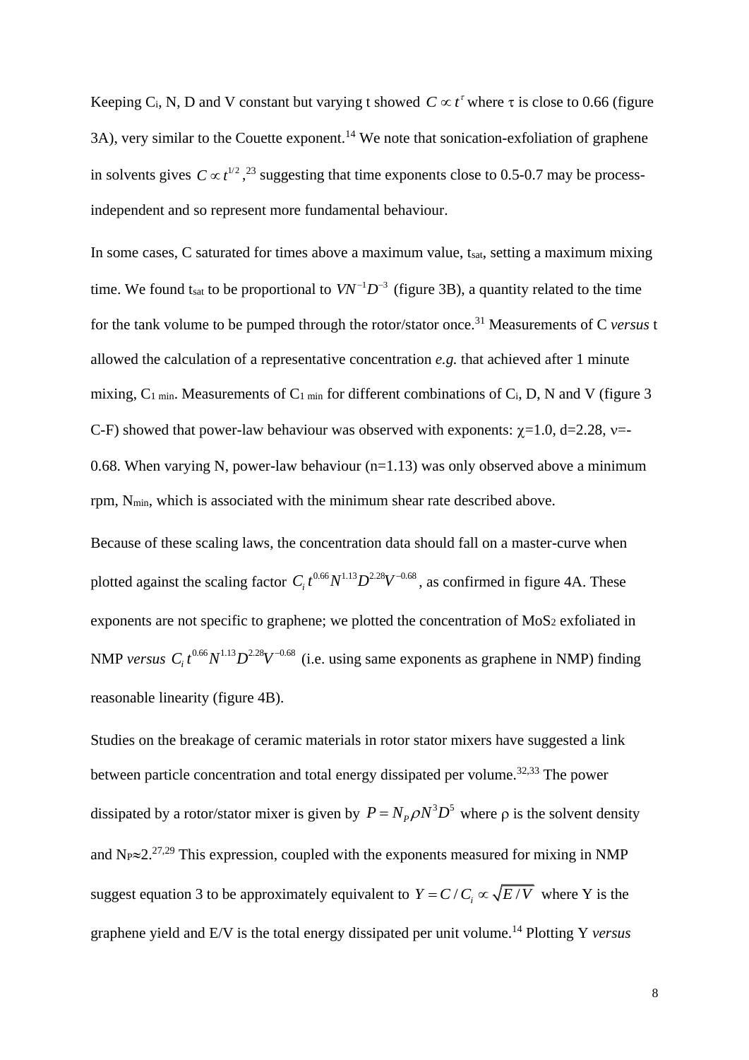Keeping $C_i$, N, D and V constant but varying t showed $C \propto t^{\tau}$ where τ is close to 0.66 (figure 3A), very similar to the Couette exponent.[14] We note that sonication-exfoliation of graphene in solvents gives $C \propto t^{1/2}$,[23] suggesting that time exponents close to 0.5-0.7 may be process-independent and so represent more fundamental behaviour.

In some cases, C saturated for times above a maximum value, $t_{sat}$, setting a maximum mixing time. We found $t_{sat}$ to be proportional to $VN^{-1}D^{-3}$ (figure 3B), a quantity related to the time for the tank volume to be pumped through the rotor/stator once.[31] Measurements of C *versus* t allowed the calculation of a representative concentration *e.g.* that achieved after 1 minute mixing, $C_{1\ min}$. Measurements of $C_{1\ min}$ for different combinations of $C_i$, D, N and V (figure 3 C-F) showed that power-law behaviour was observed with exponents: $\chi$=1.0, d=2.28, $\nu$=-0.68. When varying N, power-law behaviour (n=1.13) was only observed above a minimum rpm, $N_{min}$, which is associated with the minimum shear rate described above.

Because of these scaling laws, the concentration data should fall on a master-curve when plotted against the scaling factor $C_i t^{0.66} N^{1.13} D^{2.28} V^{-0.68}$, as confirmed in figure 4A. These exponents are not specific to graphene; we plotted the concentration of $MoS_2$ exfoliated in NMP *versus* $C_i t^{0.66} N^{1.13} D^{2.28} V^{-0.68}$ (i.e. using same exponents as graphene in NMP) finding reasonable linearity (figure 4B).

Studies on the breakage of ceramic materials in rotor stator mixers have suggested a link between particle concentration and total energy dissipated per volume.[32,33] The power dissipated by a rotor/stator mixer is given by $P = N_P \rho N^3 D^5$ where ρ is the solvent density and $N_P \approx 2$.[27,29] This expression, coupled with the exponents measured for mixing in NMP suggest equation 3 to be approximately equivalent to $Y = C / C_i \propto \sqrt{E/V}$ where Y is the graphene yield and E/V is the total energy dissipated per unit volume.[14] Plotting Y *versus*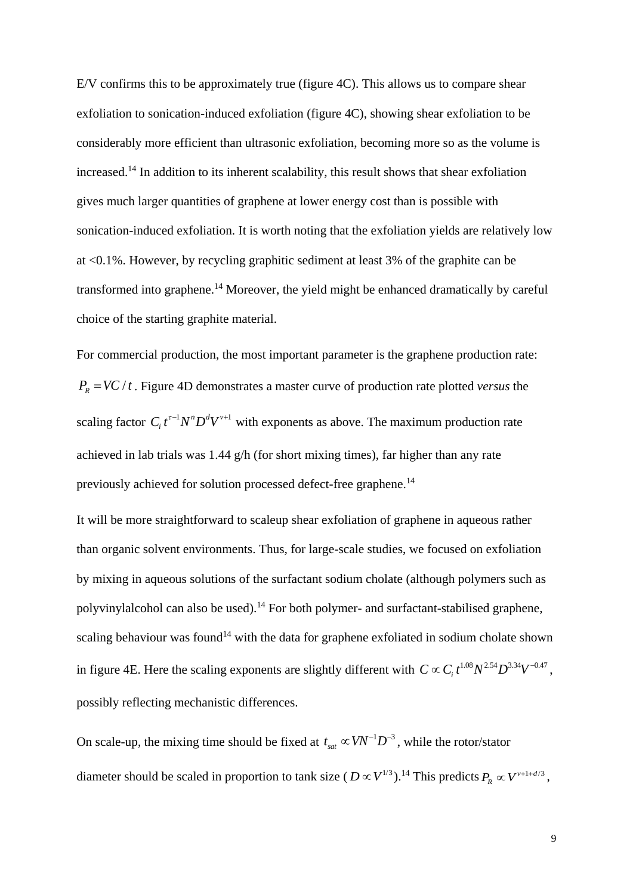E/V confirms this to be approximately true (figure 4C). This allows us to compare shear exfoliation to sonication-induced exfoliation (figure 4C), showing shear exfoliation to be considerably more efficient than ultrasonic exfoliation, becoming more so as the volume is increased.[14] In addition to its inherent scalability, this result shows that shear exfoliation gives much larger quantities of graphene at lower energy cost than is possible with sonication-induced exfoliation. It is worth noting that the exfoliation yields are relatively low at <0.1%. However, by recycling graphitic sediment at least 3% of the graphite can be transformed into graphene.[14] Moreover, the yield might be enhanced dramatically by careful choice of the starting graphite material.

For commercial production, the most important parameter is the graphene production rate: $P_R = VC/t$. Figure 4D demonstrates a master curve of production rate plotted *versus* the scaling factor $C_i t^{\tau-1} N^n D^d V^{\nu+1}$ with exponents as above. The maximum production rate achieved in lab trials was 1.44 g/h (for short mixing times), far higher than any rate previously achieved for solution processed defect-free graphene.[14]

It will be more straightforward to scaleup shear exfoliation of graphene in aqueous rather than organic solvent environments. Thus, for large-scale studies, we focused on exfoliation by mixing in aqueous solutions of the surfactant sodium cholate (although polymers such as polyvinylalcohol can also be used).[14] For both polymer- and surfactant-stabilised graphene, scaling behaviour was found[14] with the data for graphene exfoliated in sodium cholate shown in figure 4E. Here the scaling exponents are slightly different with $C \propto C_i t^{1.08} N^{2.54} D^{3.34} V^{-0.47}$, possibly reflecting mechanistic differences.

On scale-up, the mixing time should be fixed at $t_{sat} \propto VN^{-1}D^{-3}$, while the rotor/stator diameter should be scaled in proportion to tank size ($D \propto V^{1/3}$).[14] This predicts $P_R \propto V^{\nu+1+d/3}$,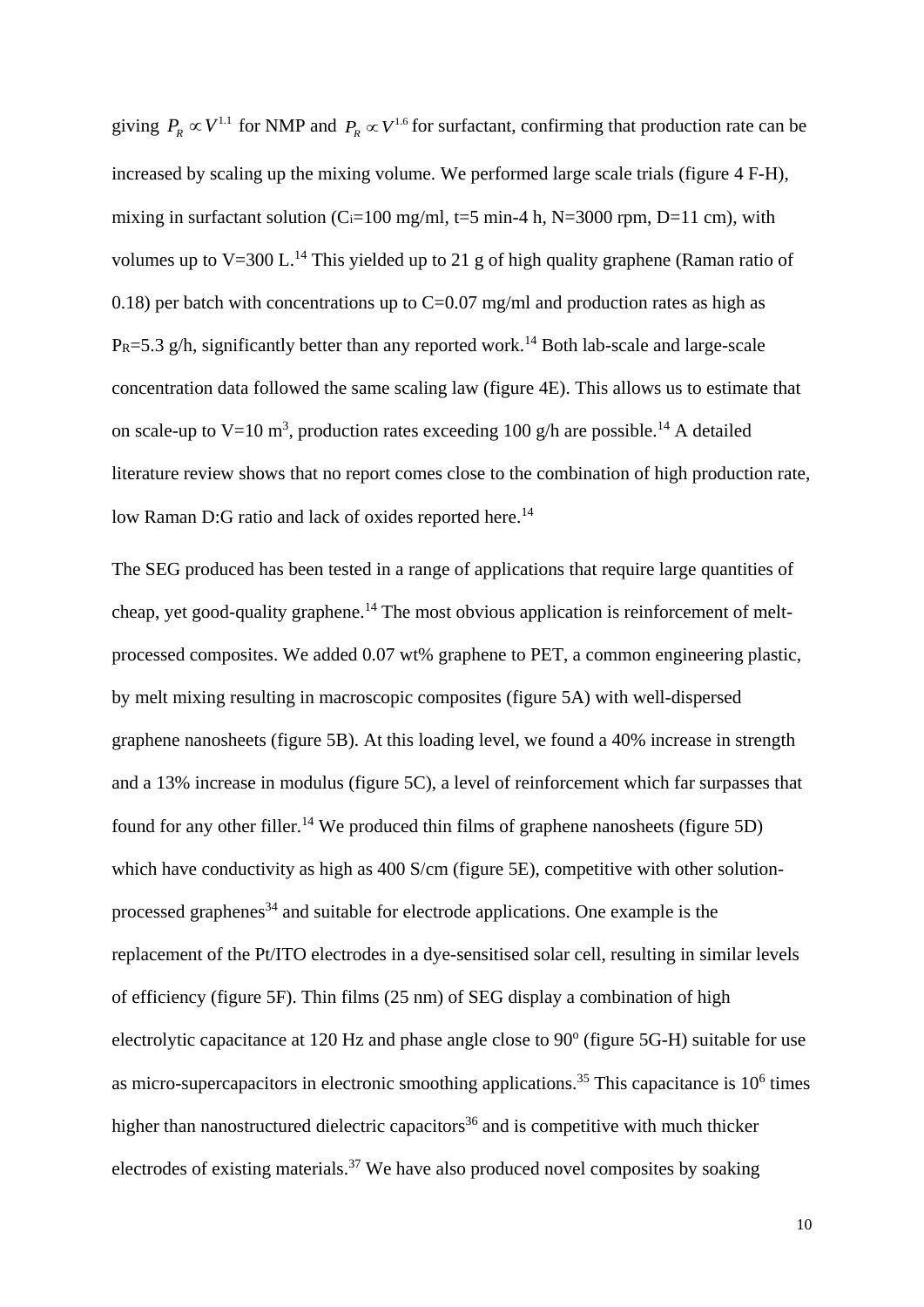giving $P_R \propto V^{1.1}$ for NMP and $P_R \propto V^{1.6}$ for surfactant, confirming that production rate can be increased by scaling up the mixing volume. We performed large scale trials (figure 4 F-H), mixing in surfactant solution ($C_i$=100 mg/ml, t=5 min-4 h, N=3000 rpm, D=11 cm), with volumes up to V=300 L.[14] This yielded up to 21 g of high quality graphene (Raman ratio of 0.18) per batch with concentrations up to C=0.07 mg/ml and production rates as high as $P_R$=5.3 g/h, significantly better than any reported work.[14] Both lab-scale and large-scale concentration data followed the same scaling law (figure 4E). This allows us to estimate that on scale-up to V=10 $m^3$, production rates exceeding 100 g/h are possible.[14] A detailed literature review shows that no report comes close to the combination of high production rate, low Raman D:G ratio and lack of oxides reported here.[14]

The SEG produced has been tested in a range of applications that require large quantities of cheap, yet good-quality graphene.[14] The most obvious application is reinforcement of melt-processed composites. We added 0.07 wt% graphene to PET, a common engineering plastic, by melt mixing resulting in macroscopic composites (figure 5A) with well-dispersed graphene nanosheets (figure 5B). At this loading level, we found a 40% increase in strength and a 13% increase in modulus (figure 5C), a level of reinforcement which far surpasses that found for any other filler.[14] We produced thin films of graphene nanosheets (figure 5D) which have conductivity as high as 400 S/cm (figure 5E), competitive with other solution-processed graphenes[34] and suitable for electrode applications. One example is the replacement of the Pt/ITO electrodes in a dye-sensitised solar cell, resulting in similar levels of efficiency (figure 5F). Thin films (25 nm) of SEG display a combination of high electrolytic capacitance at 120 Hz and phase angle close to 90° (figure 5G-H) suitable for use as micro-supercapacitors in electronic smoothing applications.[35] This capacitance is $10^6$ times higher than nanostructured dielectric capacitors[36] and is competitive with much thicker electrodes of existing materials.[37] We have also produced novel composites by soaking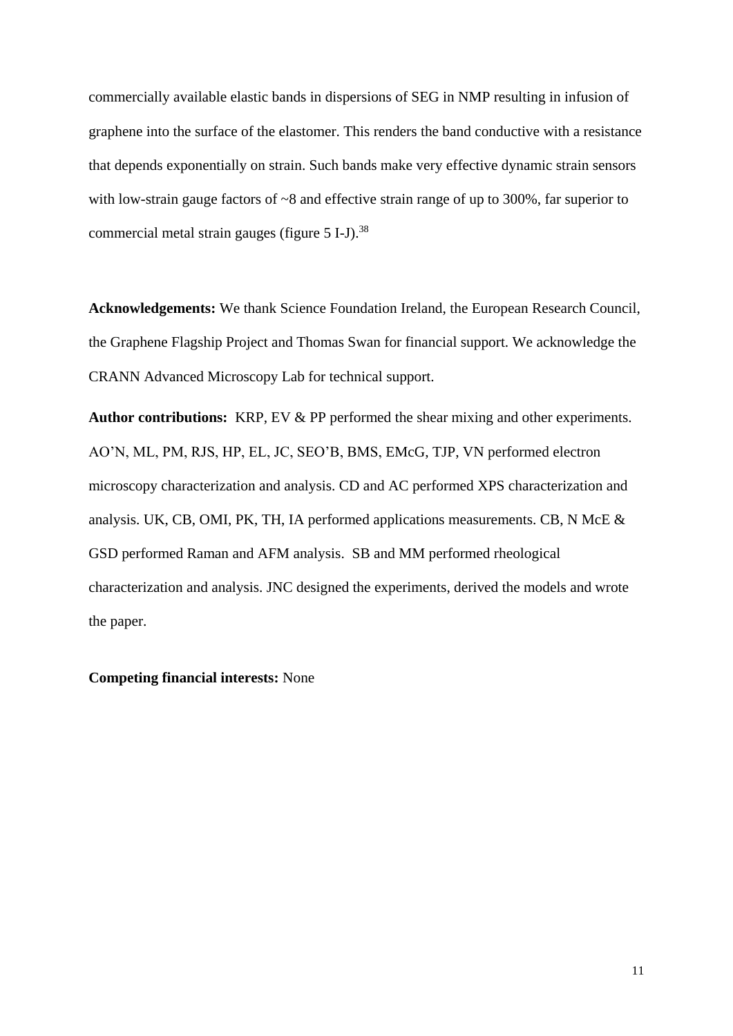commercially available elastic bands in dispersions of SEG in NMP resulting in infusion of graphene into the surface of the elastomer. This renders the band conductive with a resistance that depends exponentially on strain. Such bands make very effective dynamic strain sensors with low-strain gauge factors of ~8 and effective strain range of up to 300%, far superior to commercial metal strain gauges (figure 5 I-J).[38]

**Acknowledgements:** We thank Science Foundation Ireland, the European Research Council, the Graphene Flagship Project and Thomas Swan for financial support. We acknowledge the CRANN Advanced Microscopy Lab for technical support.

**Author contributions:** KRP, EV & PP performed the shear mixing and other experiments. AO'N, ML, PM, RJS, HP, EL, JC, SEO'B, BMS, EMcG, TJP, VN performed electron microscopy characterization and analysis. CD and AC performed XPS characterization and analysis. UK, CB, OMI, PK, TH, IA performed applications measurements. CB, N McE & GSD performed Raman and AFM analysis. SB and MM performed rheological characterization and analysis. JNC designed the experiments, derived the models and wrote the paper.

**Competing financial interests:** None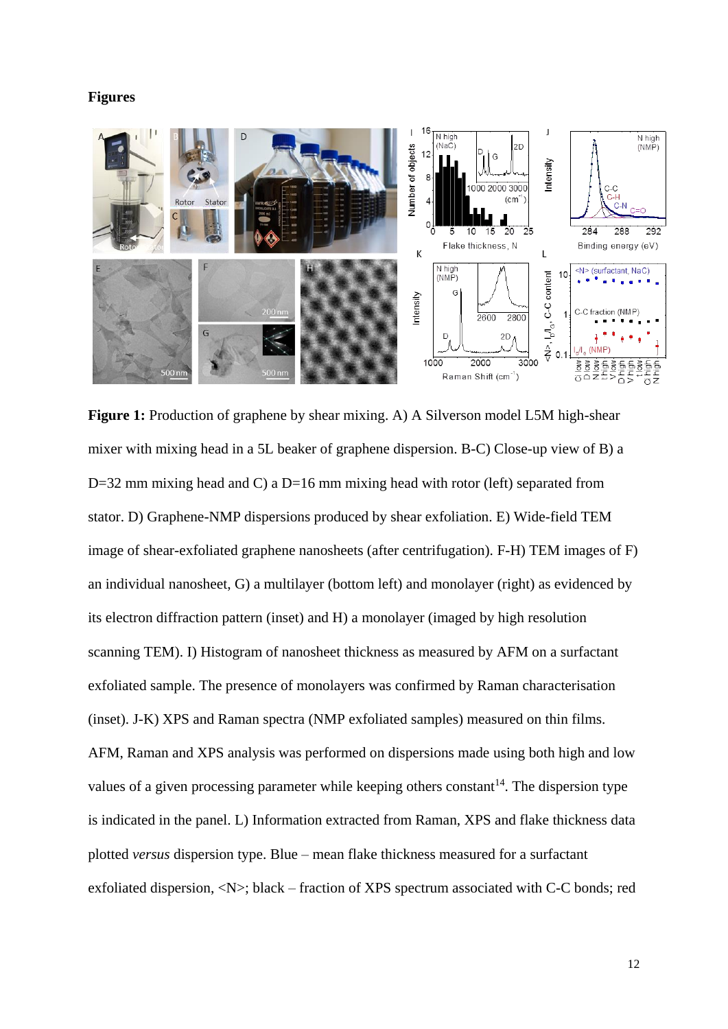# Figures

**Figure 1:** Production of graphene by shear mixing. A) A Silverson model L5M high-shear mixer with mixing head in a 5L beaker of graphene dispersion. B-C) Close-up view of B) a D=32 mm mixing head and C) a D=16 mm mixing head with rotor (left) separated from stator. D) Graphene-NMP dispersions produced by shear exfoliation. E) Wide-field TEM image of shear-exfoliated graphene nanosheets (after centrifugation). F-H) TEM images of F) an individual nanosheet, G) a multilayer (bottom left) and monolayer (right) as evidenced by its electron diffraction pattern (inset) and H) a monolayer (imaged by high resolution scanning TEM). I) Histogram of nanosheet thickness as measured by AFM on a surfactant exfoliated sample. The presence of monolayers was confirmed by Raman characterisation (inset). J-K) XPS and Raman spectra (NMP exfoliated samples) measured on thin films. AFM, Raman and XPS analysis was performed on dispersions made using both high and low values of a given processing parameter while keeping others constant[14]. The dispersion type is indicated in the panel. L) Information extracted from Raman, XPS and flake thickness data plotted *versus* dispersion type. Blue – mean flake thickness measured for a surfactant exfoliated dispersion, <N>; black – fraction of XPS spectrum associated with C-C bonds; red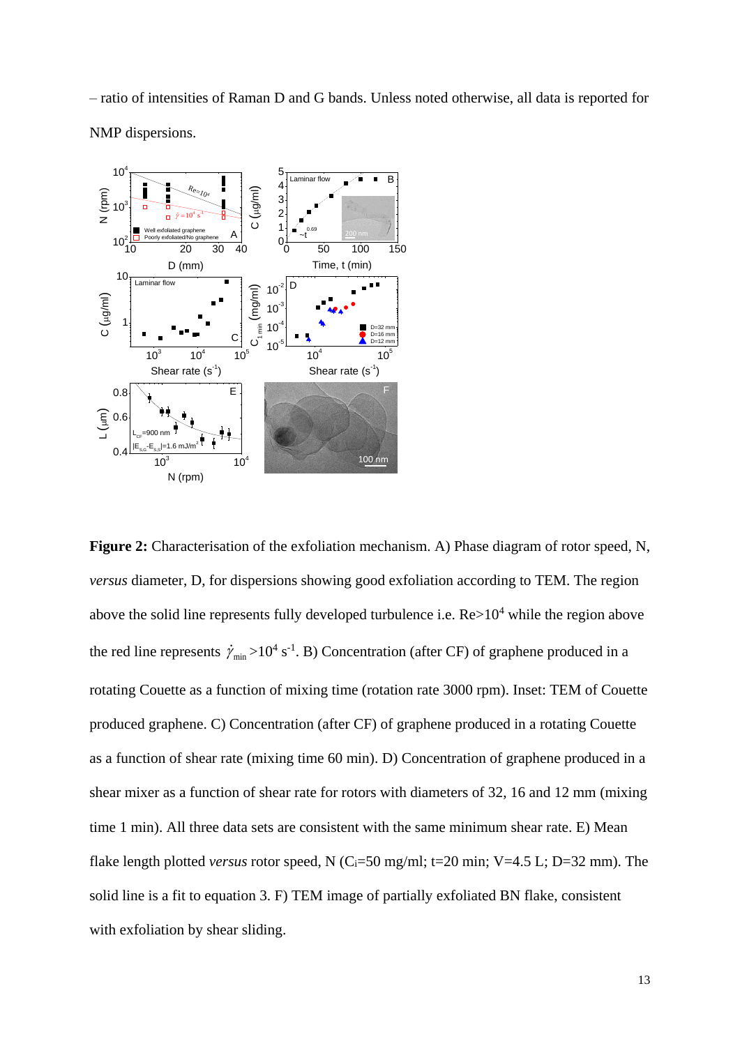– ratio of intensities of Raman D and G bands. Unless noted otherwise, all data is reported for NMP dispersions.

**Figure 2:** Characterisation of the exfoliation mechanism. A) Phase diagram of rotor speed, N, *versus* diameter, D, for dispersions showing good exfoliation according to TEM. The region above the solid line represents fully developed turbulence i.e. Re>$10^4$ while the region above the red line represents $\dot{\gamma}_{min}>10^4$ $s^{-1}$. B) Concentration (after CF) of graphene produced in a rotating Couette as a function of mixing time (rotation rate 3000 rpm). Inset: TEM of Couette produced graphene. C) Concentration (after CF) of graphene produced in a rotating Couette as a function of shear rate (mixing time 60 min). D) Concentration of graphene produced in a shear mixer as a function of shear rate for rotors with diameters of 32, 16 and 12 mm (mixing time 1 min). All three data sets are consistent with the same minimum shear rate. E) Mean flake length plotted *versus* rotor speed, N ($C_i$=50 mg/ml; t=20 min; V=4.5 L; D=32 mm). The solid line is a fit to equation 3. F) TEM image of partially exfoliated BN flake, consistent with exfoliation by shear sliding.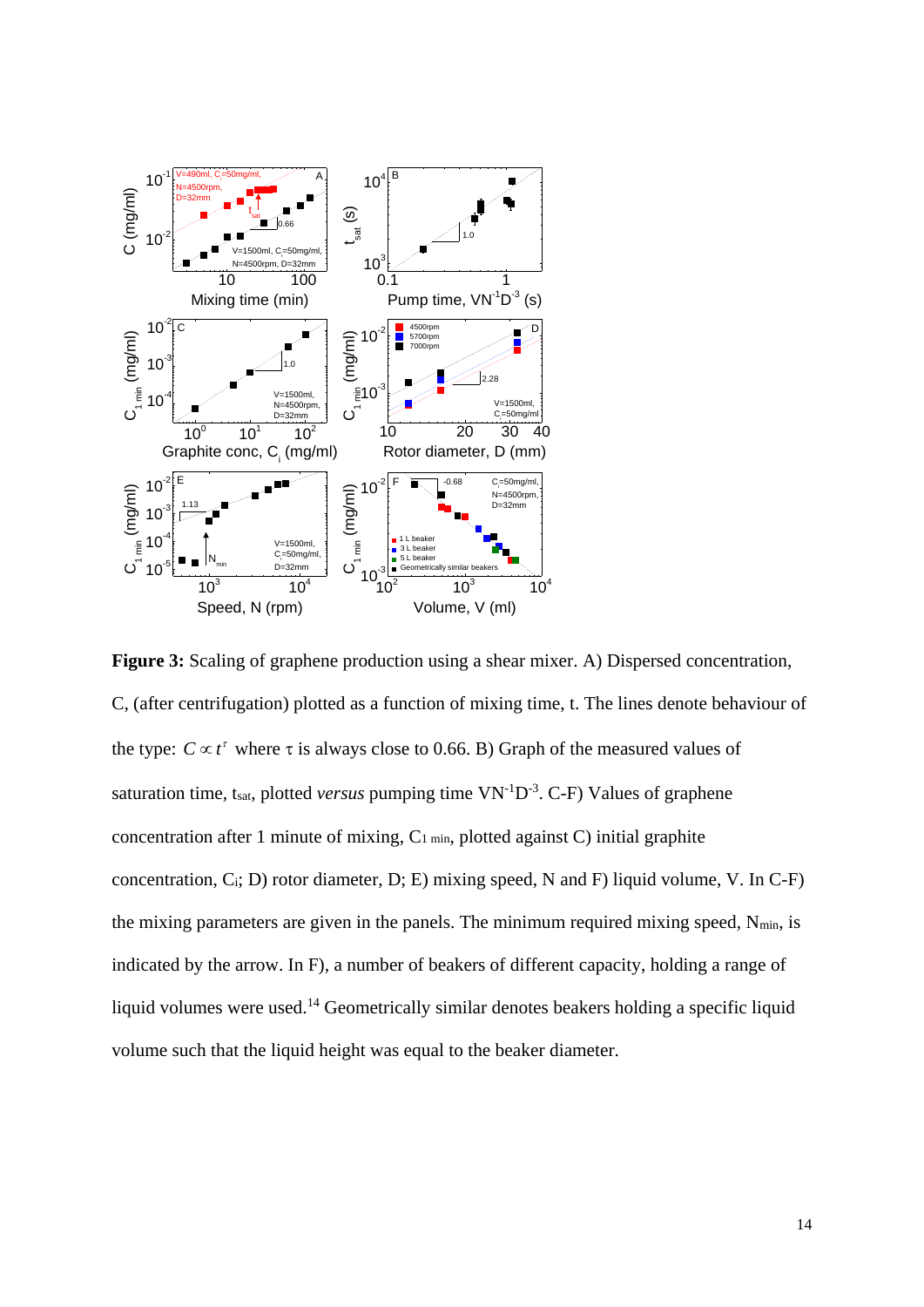**Figure 3:** Scaling of graphene production using a shear mixer. A) Dispersed concentration, C, (after centrifugation) plotted as a function of mixing time, t. The lines denote behaviour of the type: $C \propto t^{\tau}$ where $\tau$ is always close to 0.66. B) Graph of the measured values of saturation time, $t_{sat}$, plotted *versus* pumping time $VN^{-1}D^{-3}$. C-F) Values of graphene concentration after 1 minute of mixing, $C_{1\ min}$, plotted against C) initial graphite concentration, $C_i$; D) rotor diameter, D; E) mixing speed, N and F) liquid volume, V. In C-F) the mixing parameters are given in the panels. The minimum required mixing speed, $N_{min}$, is indicated by the arrow. In F), a number of beakers of different capacity, holding a range of liquid volumes were used.[14] Geometrically similar denotes beakers holding a specific liquid volume such that the liquid height was equal to the beaker diameter.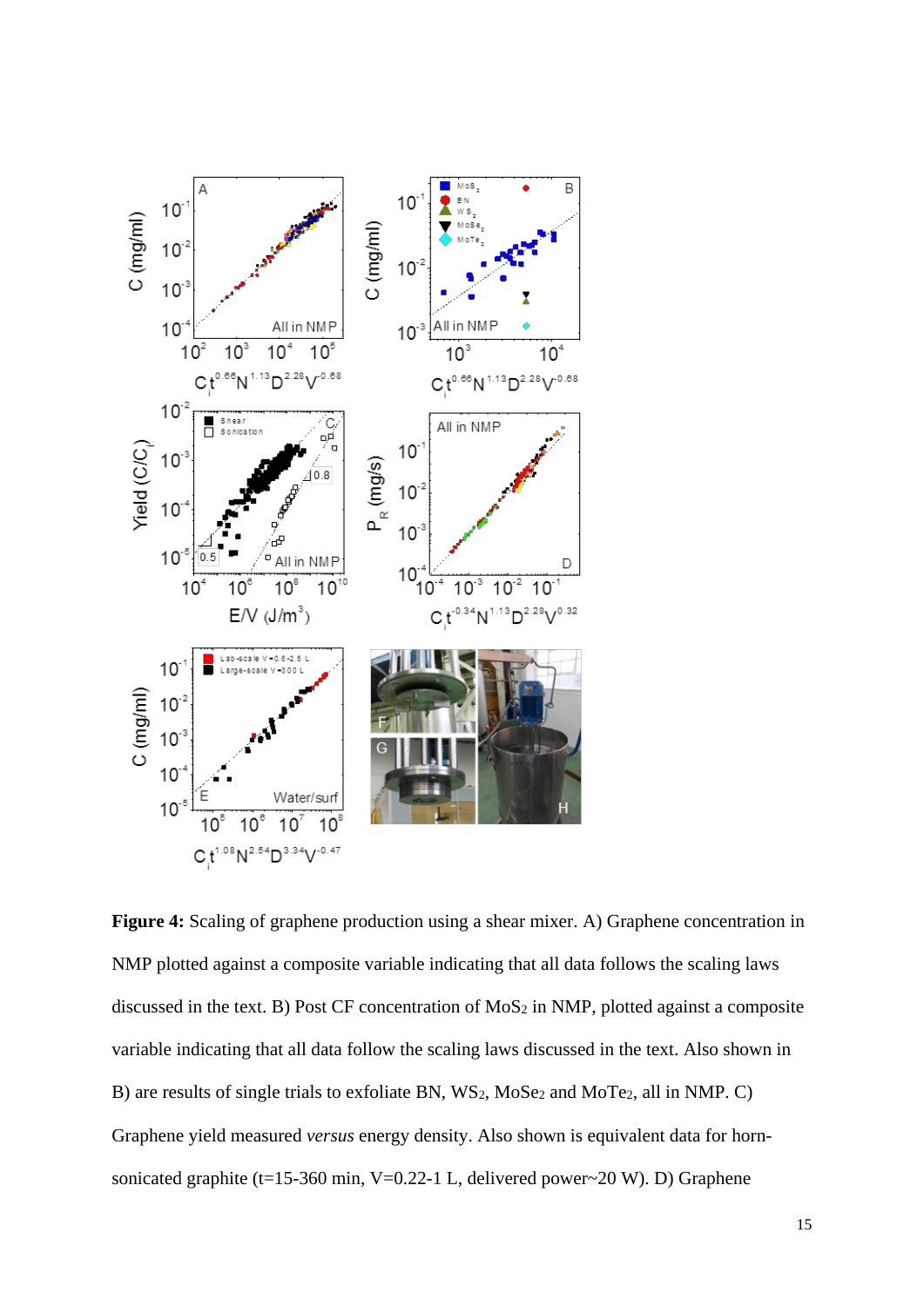**Figure 4:** Scaling of graphene production using a shear mixer. A) Graphene concentration in NMP plotted against a composite variable indicating that all data follows the scaling laws discussed in the text. B) Post CF concentration of $MoS_2$ in NMP, plotted against a composite variable indicating that all data follow the scaling laws discussed in the text. Also shown in B) are results of single trials to exfoliate BN, $WS_2$, $MoSe_2$ and $MoTe_2$, all in NMP. C) Graphene yield measured *versus* energy density. Also shown is equivalent data for horn-sonicated graphite (t=15-360 min, V=0.22-1 L, delivered power~20 W). D) Graphene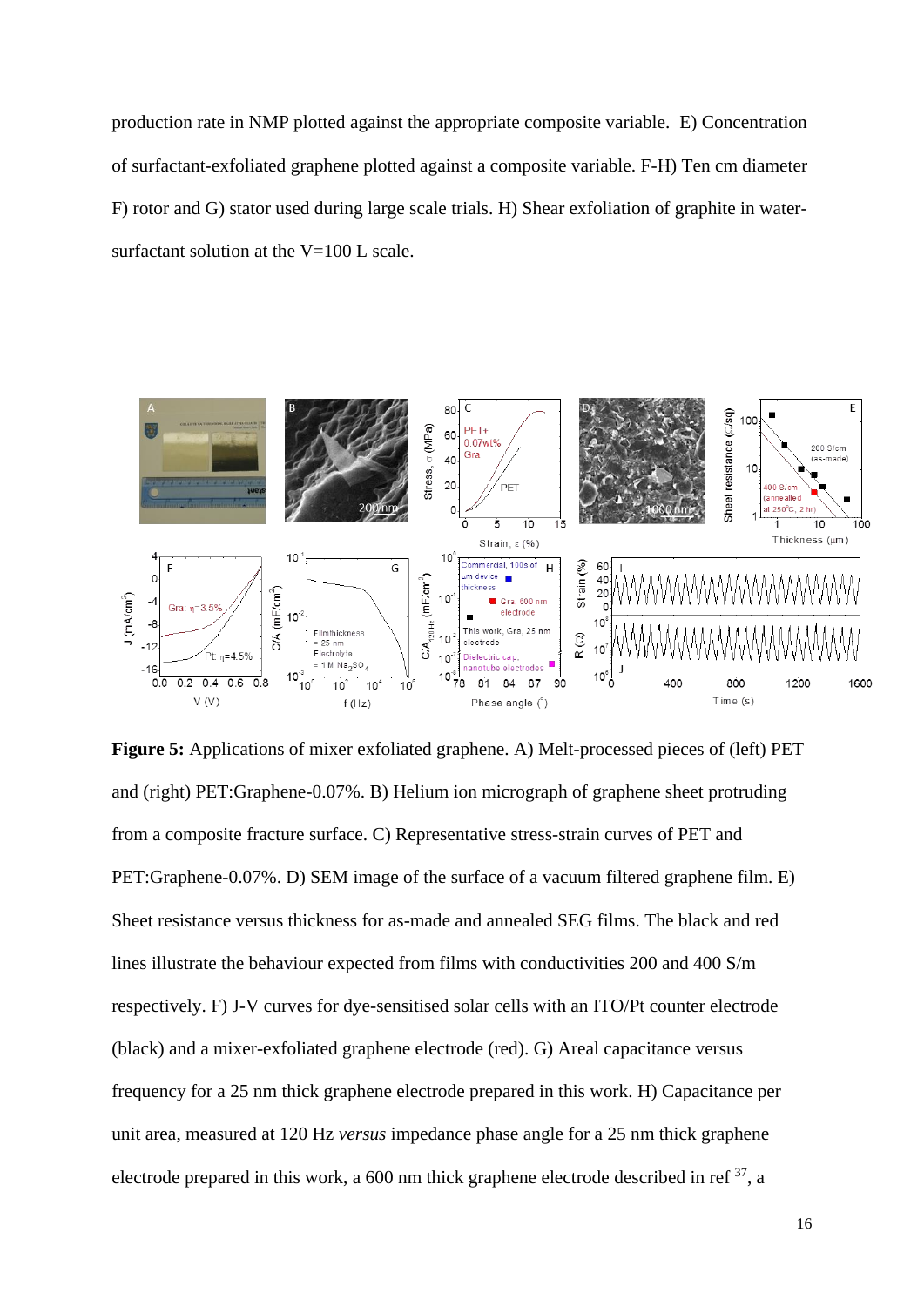production rate in NMP plotted against the appropriate composite variable. E) Concentration of surfactant-exfoliated graphene plotted against a composite variable. F-H) Ten cm diameter F) rotor and G) stator used during large scale trials. H) Shear exfoliation of graphite in water-surfactant solution at the V=100 L scale.

**Figure 5:** Applications of mixer exfoliated graphene. A) Melt-processed pieces of (left) PET and (right) PET:Graphene-0.07%. B) Helium ion micrograph of graphene sheet protruding from a composite fracture surface. C) Representative stress-strain curves of PET and PET:Graphene-0.07%. D) SEM image of the surface of a vacuum filtered graphene film. E) Sheet resistance versus thickness for as-made and annealed SEG films. The black and red lines illustrate the behaviour expected from films with conductivities 200 and 400 S/m respectively. F) J-V curves for dye-sensitised solar cells with an ITO/Pt counter electrode (black) and a mixer-exfoliated graphene electrode (red). G) Areal capacitance versus frequency for a 25 nm thick graphene electrode prepared in this work. H) Capacitance per unit area, measured at 120 Hz *versus* impedance phase angle for a 25 nm thick graphene electrode prepared in this work, a 600 nm thick graphene electrode described in ref [37], a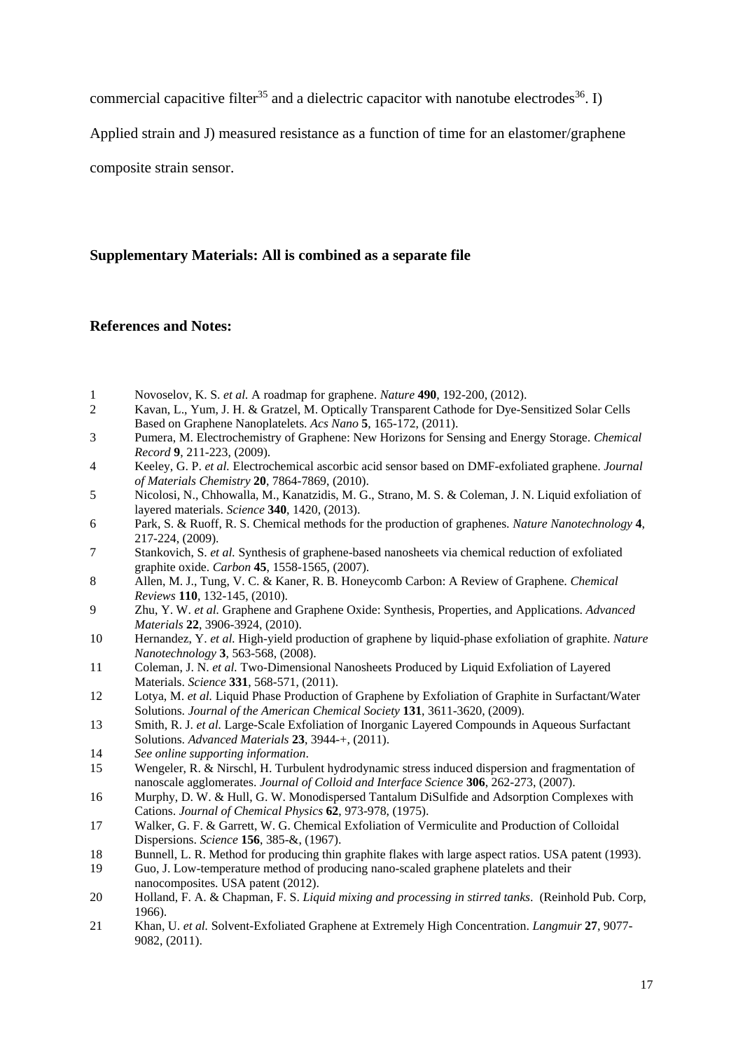commercial capacitive filter[35] and a dielectric capacitor with nanotube electrodes[36]. I) Applied strain and J) measured resistance as a function of time for an elastomer/graphene composite strain sensor.

**Supplementary Materials: All is combined as a separate file**

**References and Notes:**

1. Novoselov, K. S. *et al.* A roadmap for graphene. *Nature* **490**, 192-200, (2012).
2. Kavan, L., Yum, J. H. & Gratzel, M. Optically Transparent Cathode for Dye-Sensitized Solar Cells Based on Graphene Nanoplatelets. *Acs Nano* **5**, 165-172, (2011).
3. Pumera, M. Electrochemistry of Graphene: New Horizons for Sensing and Energy Storage. *Chemical Record* **9**, 211-223, (2009).
4. Keeley, G. P. *et al.* Electrochemical ascorbic acid sensor based on DMF-exfoliated graphene. *Journal of Materials Chemistry* **20**, 7864-7869, (2010).
5. Nicolosi, N., Chhowalla, M., Kanatzidis, M. G., Strano, M. S. & Coleman, J. N. Liquid exfoliation of layered materials. *Science* **340**, 1420, (2013).
6. Park, S. & Ruoff, R. S. Chemical methods for the production of graphenes. *Nature Nanotechnology* **4**, 217-224, (2009).
7. Stankovich, S. *et al.* Synthesis of graphene-based nanosheets via chemical reduction of exfoliated graphite oxide. *Carbon* **45**, 1558-1565, (2007).
8. Allen, M. J., Tung, V. C. & Kaner, R. B. Honeycomb Carbon: A Review of Graphene. *Chemical Reviews* **110**, 132-145, (2010).
9. Zhu, Y. W. *et al.* Graphene and Graphene Oxide: Synthesis, Properties, and Applications. *Advanced Materials* **22**, 3906-3924, (2010).
10. Hernandez, Y. *et al.* High-yield production of graphene by liquid-phase exfoliation of graphite. *Nature Nanotechnology* **3**, 563-568, (2008).
11. Coleman, J. N. *et al.* Two-Dimensional Nanosheets Produced by Liquid Exfoliation of Layered Materials. *Science* **331**, 568-571, (2011).
12. Lotya, M. *et al.* Liquid Phase Production of Graphene by Exfoliation of Graphite in Surfactant/Water Solutions. *Journal of the American Chemical Society* **131**, 3611-3620, (2009).
13. Smith, R. J. *et al.* Large-Scale Exfoliation of Inorganic Layered Compounds in Aqueous Surfactant Solutions. *Advanced Materials* **23**, 3944-+, (2011).
14. *See online supporting information*.
15. Wengeler, R. & Nirschl, H. Turbulent hydrodynamic stress induced dispersion and fragmentation of nanoscale agglomerates. *Journal of Colloid and Interface Science* **306**, 262-273, (2007).
16. Murphy, D. W. & Hull, G. W. Monodispersed Tantalum DiSulfide and Adsorption Complexes with Cations. *Journal of Chemical Physics* **62**, 973-978, (1975).
17. Walker, G. F. & Garrett, W. G. Chemical Exfoliation of Vermiculite and Production of Colloidal Dispersions. *Science* **156**, 385-&, (1967).
18. Bunnell, L. R. Method for producing thin graphite flakes with large aspect ratios. USA patent (1993).
19. Guo, J. Low-temperature method of producing nano-scaled graphene platelets and their nanocomposites. USA patent (2012).
20. Holland, F. A. & Chapman, F. S. *Liquid mixing and processing in stirred tanks*. (Reinhold Pub. Corp, 1966).
21. Khan, U. *et al.* Solvent-Exfoliated Graphene at Extremely High Concentration. *Langmuir* **27**, 9077-9082, (2011).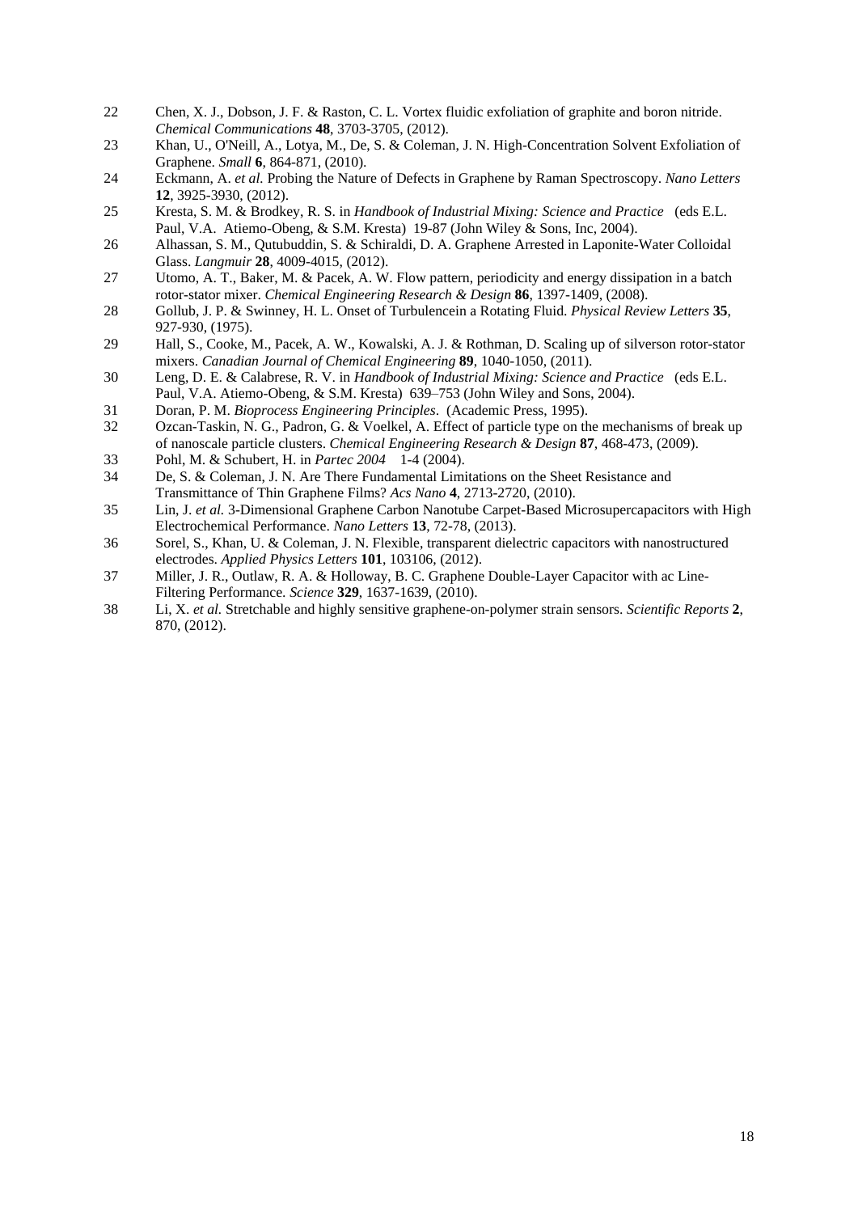22 Chen, X. J., Dobson, J. F. & Raston, C. L. Vortex fluidic exfoliation of graphite and boron nitride. *Chemical Communications* **48**, 3703-3705, (2012).

23 Khan, U., O'Neill, A., Lotya, M., De, S. & Coleman, J. N. High-Concentration Solvent Exfoliation of Graphene. *Small* **6**, 864-871, (2010).

24 Eckmann, A. *et al.* Probing the Nature of Defects in Graphene by Raman Spectroscopy. *Nano Letters* **12**, 3925-3930, (2012).

25 Kresta, S. M. & Brodkey, R. S. in *Handbook of Industrial Mixing: Science and Practice* (eds E.L. Paul, V.A. Atiemo-Obeng, & S.M. Kresta) 19-87 (John Wiley & Sons, Inc, 2004).

26 Alhassan, S. M., Qutubuddin, S. & Schiraldi, D. A. Graphene Arrested in Laponite-Water Colloidal Glass. *Langmuir* **28**, 4009-4015, (2012).

27 Utomo, A. T., Baker, M. & Pacek, A. W. Flow pattern, periodicity and energy dissipation in a batch rotor-stator mixer. *Chemical Engineering Research & Design* **86**, 1397-1409, (2008).

28 Gollub, J. P. & Swinney, H. L. Onset of Turbulencein a Rotating Fluid. *Physical Review Letters* **35**, 927-930, (1975).

29 Hall, S., Cooke, M., Pacek, A. W., Kowalski, A. J. & Rothman, D. Scaling up of silverson rotor-stator mixers. *Canadian Journal of Chemical Engineering* **89**, 1040-1050, (2011).

30 Leng, D. E. & Calabrese, R. V. in *Handbook of Industrial Mixing: Science and Practice* (eds E.L. Paul, V.A. Atiemo-Obeng, & S.M. Kresta) 639–753 (John Wiley and Sons, 2004).

31 Doran, P. M. *Bioprocess Engineering Principles*. (Academic Press, 1995).

32 Ozcan-Taskin, N. G., Padron, G. & Voelkel, A. Effect of particle type on the mechanisms of break up of nanoscale particle clusters. *Chemical Engineering Research & Design* **87**, 468-473, (2009).

33 Pohl, M. & Schubert, H. in *Partec 2004* 1-4 (2004).

34 De, S. & Coleman, J. N. Are There Fundamental Limitations on the Sheet Resistance and Transmittance of Thin Graphene Films? *Acs Nano* **4**, 2713-2720, (2010).

35 Lin, J. *et al.* 3-Dimensional Graphene Carbon Nanotube Carpet-Based Microsupercapacitors with High Electrochemical Performance. *Nano Letters* **13**, 72-78, (2013).

36 Sorel, S., Khan, U. & Coleman, J. N. Flexible, transparent dielectric capacitors with nanostructured electrodes. *Applied Physics Letters* **101**, 103106, (2012).

37 Miller, J. R., Outlaw, R. A. & Holloway, B. C. Graphene Double-Layer Capacitor with ac Line-Filtering Performance. *Science* **329**, 1637-1639, (2010).

38 Li, X. *et al.* Stretchable and highly sensitive graphene-on-polymer strain sensors. *Scientific Reports* **2**, 870, (2012).